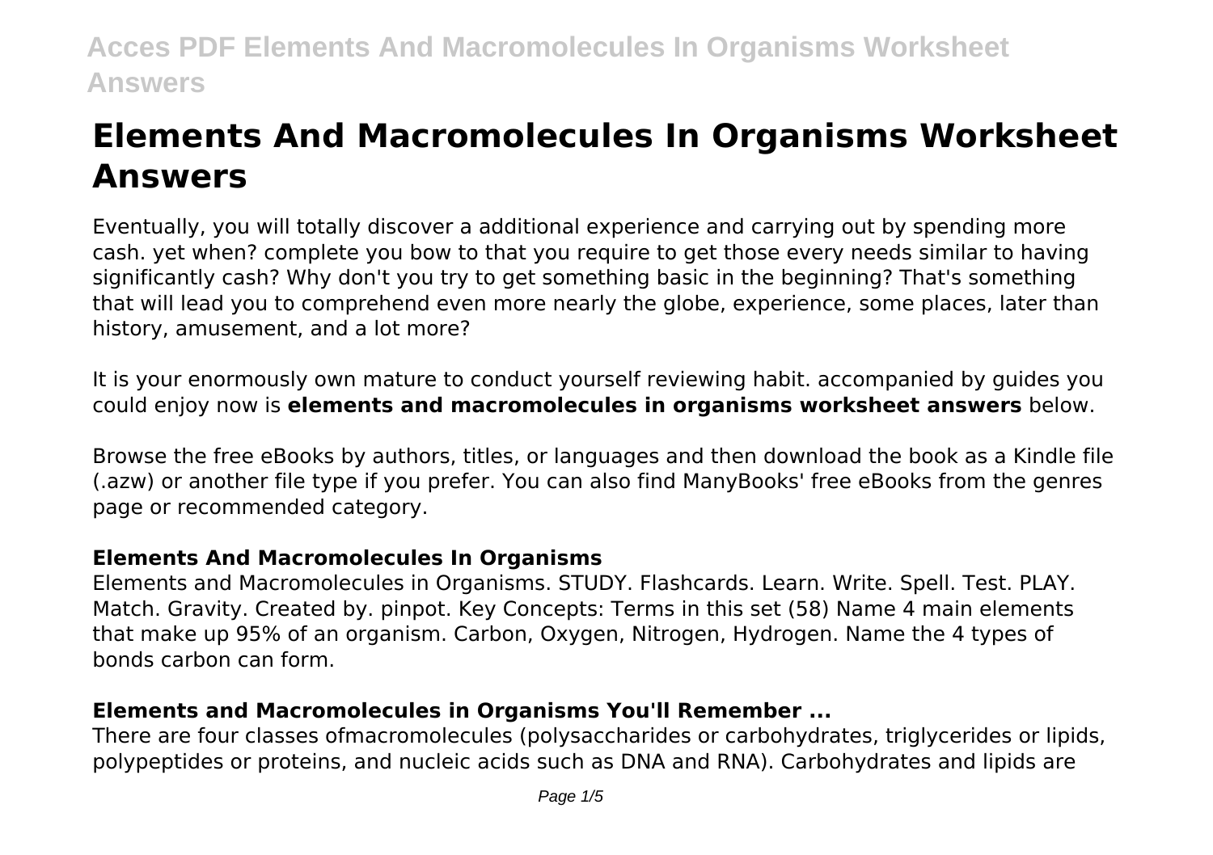# Elements And Macromolecules In Organisms Worksheet Answers

Eventually, you will totally discover a additional experience and carrying out by spending more cash. yet when? complete you bow to that you require to get those every needs similar to having significantly cash? Why don't you try to get something basic in the beginning? That's something that will lead you to comprehend even more nearly the globe, experience, some places, later than history, amusement, and a lot more?

It is your enormously own mature to conduct yourself reviewing habit. accompanied by guides you could enjoy now is **elements and macromolecules in organisms worksheet answers** below.

Browse the free eBooks by authors, titles, or languages and then download the book as a Kindle file (.azw) or another file type if you prefer. You can also find ManyBooks' free eBooks from the genres page or recommended category.

### Elements And Macromolecules In Organisms

Elements and Macromolecules in Organisms. STUDY. Flashcards. Learn. Write. Spell. Test. PLAY. Match. Gravity. Created by. pinpot. Key Concepts: Terms in this set (58) Name 4 main elements that make up 95% of an organism. Carbon, Oxygen, Nitrogen, Hydrogen. Name the 4 types of bonds carbon can form.

### Elements and Macromolecules in Organisms You'll Remember ...

There are four classes ofmacromolecules (polysaccharides or carbohydrates, triglycerides or lipids, polypeptides or proteins, and nucleic acids such as DNA and RNA). Carbohydrates and lipids are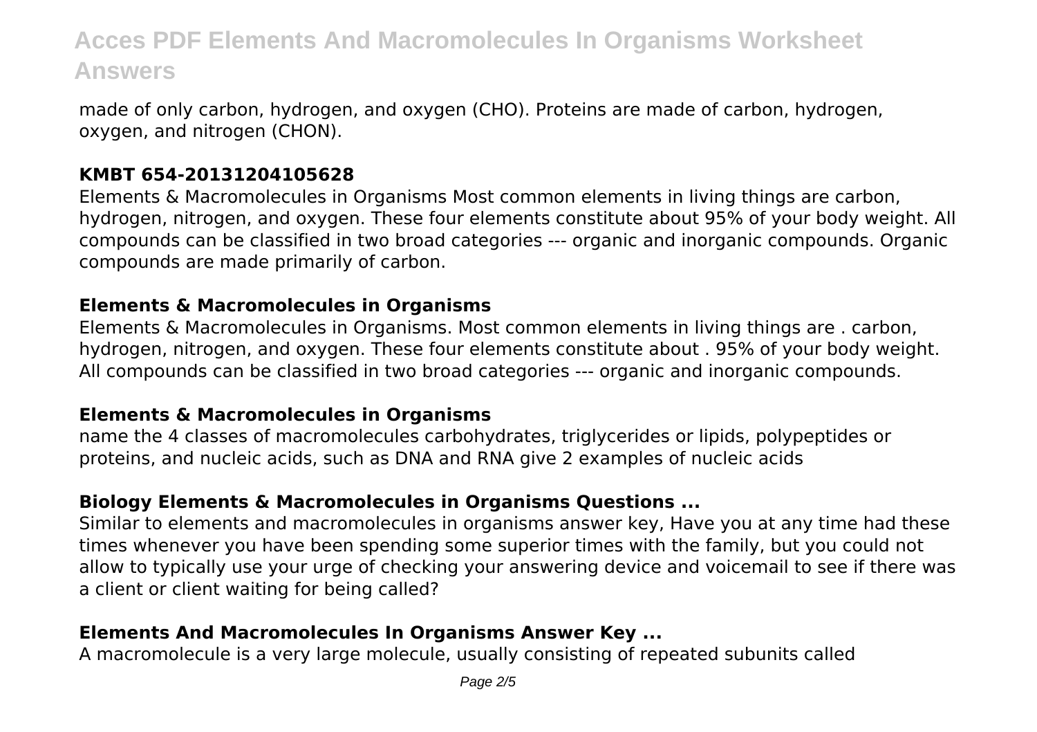made of only carbon, hydrogen, and oxygen (CHO). Proteins are made of carbon, hydrogen, oxygen, and nitrogen (CHON).

### KMBT 654-20131204105628

Elements & Macromolecules in Organisms Most common elements in living things are carbon, hydrogen, nitrogen, and oxygen. These four elements constitute about 95% of your body weight. All compounds can be classified in two broad categories --- organic and inorganic compounds. Organic compounds are made primarily of carbon.

### Elements & Macromolecules in Organisms

Elements & Macromolecules in Organisms. Most common elements in living things are . carbon, hydrogen, nitrogen, and oxygen. These four elements constitute about . 95% of your body weight. All compounds can be classified in two broad categories --- organic and inorganic compounds.

### Elements & Macromolecules in Organisms

name the 4 classes of macromolecules carbohydrates, triglycerides or lipids, polypeptides or proteins, and nucleic acids, such as DNA and RNA give 2 examples of nucleic acids

### Biology Elements & Macromolecules in Organisms Questions ...

Similar to elements and macromolecules in organisms answer key, Have you at any time had these times whenever you have been spending some superior times with the family, but you could not allow to typically use your urge of checking your answering device and voicemail to see if there was a client or client waiting for being called?

### Elements And Macromolecules In Organisms Answer Key ...

A macromolecule is a very large molecule, usually consisting of repeated subunits called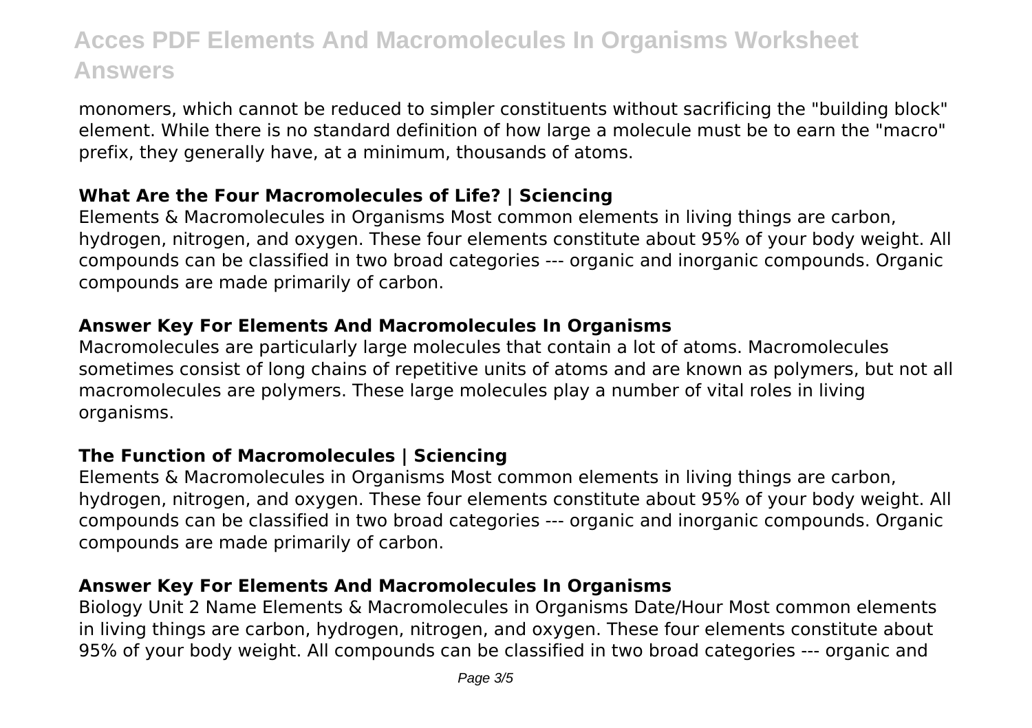monomers, which cannot be reduced to simpler constituents without sacrificing the "building block" element. While there is no standard definition of how large a molecule must be to earn the "macro" prefix, they generally have, at a minimum, thousands of atoms.

### What Are the Four Macromolecules of Life? | Sciencing

Elements & Macromolecules in Organisms Most common elements in living things are carbon, hydrogen, nitrogen, and oxygen. These four elements constitute about 95% of your body weight. All compounds can be classified in two broad categories --- organic and inorganic compounds. Organic compounds are made primarily of carbon.

### Answer Key For Elements And Macromolecules In Organisms

Macromolecules are particularly large molecules that contain a lot of atoms. Macromolecules sometimes consist of long chains of repetitive units of atoms and are known as polymers, but not all macromolecules are polymers. These large molecules play a number of vital roles in living organisms.

### The Function of Macromolecules | Sciencing

Elements & Macromolecules in Organisms Most common elements in living things are carbon, hydrogen, nitrogen, and oxygen. These four elements constitute about 95% of your body weight. All compounds can be classified in two broad categories --- organic and inorganic compounds. Organic compounds are made primarily of carbon.

### Answer Key For Elements And Macromolecules In Organisms

Biology Unit 2 Name Elements & Macromolecules in Organisms Date/Hour Most common elements in living things are carbon, hydrogen, nitrogen, and oxygen. These four elements constitute about 95% of your body weight. All compounds can be classified in two broad categories --- organic and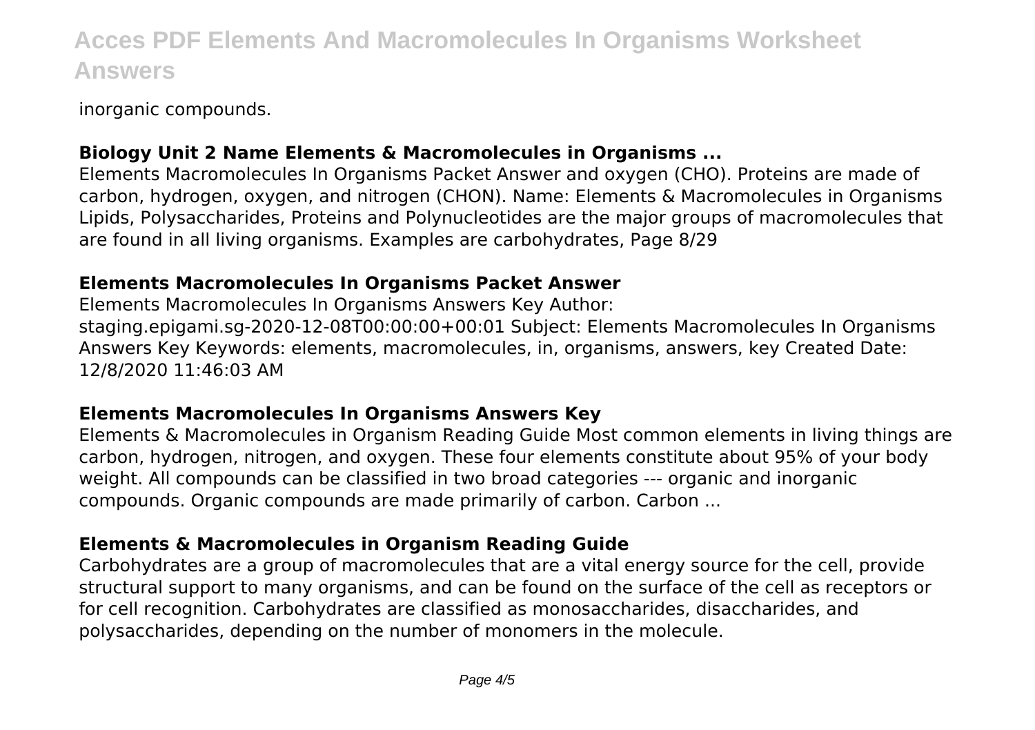inorganic compounds.

### Biology Unit 2 Name Elements & Macromolecules in Organisms ...

Elements Macromolecules In Organisms Packet Answer and oxygen (CHO). Proteins are made of carbon, hydrogen, oxygen, and nitrogen (CHON). Name: Elements & Macromolecules in Organisms Lipids, Polysaccharides, Proteins and Polynucleotides are the major groups of macromolecules that are found in all living organisms. Examples are carbohydrates, Page 8/29

### Elements Macromolecules In Organisms Packet Answer

Elements Macromolecules In Organisms Answers Key Author: staging.epigami.sg-2020-12-08T00:00:00+00:01 Subject: Elements Macromolecules In Organisms Answers Key Keywords: elements, macromolecules, in, organisms, answers, key Created Date: 12/8/2020 11:46:03 AM

### Elements Macromolecules In Organisms Answers Key

Elements & Macromolecules in Organism Reading Guide Most common elements in living things are carbon, hydrogen, nitrogen, and oxygen. These four elements constitute about 95% of your body weight. All compounds can be classified in two broad categories --- organic and inorganic compounds. Organic compounds are made primarily of carbon. Carbon ...

### Elements & Macromolecules in Organism Reading Guide

Carbohydrates are a group of macromolecules that are a vital energy source for the cell, provide structural support to many organisms, and can be found on the surface of the cell as receptors or for cell recognition. Carbohydrates are classified as monosaccharides, disaccharides, and polysaccharides, depending on the number of monomers in the molecule.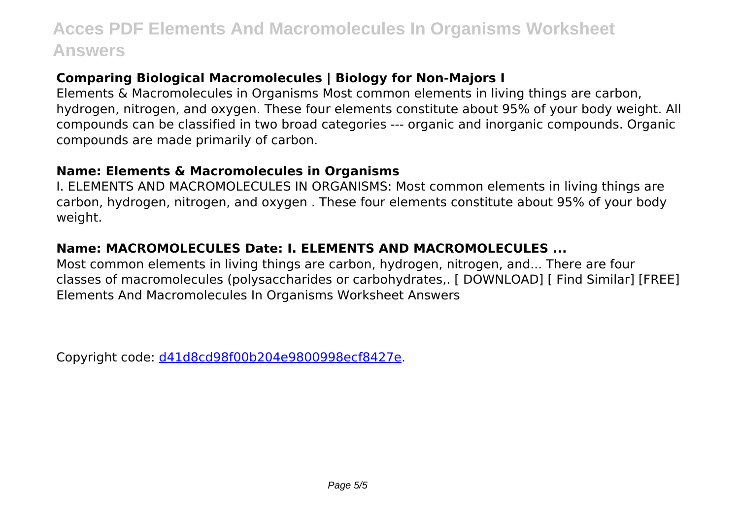**Comparing Biological Macromolecules | Biology for Non-Majors I**

Elements & Macromolecules in Organisms Most common elements in living things are carbon, hydrogen, nitrogen, and oxygen. These four elements constitute about 95% of your body weight. All compounds can be classified in two broad categories --- organic and inorganic compounds. Organic compounds are made primarily of carbon.

**Name: Elements & Macromolecules in Organisms**

I. ELEMENTS AND MACROMOLECULES IN ORGANISMS: Most common elements in living things are carbon, hydrogen, nitrogen, and oxygen . These four elements constitute about 95% of your body weight.

**Name: MACROMOLECULES Date: I. ELEMENTS AND MACROMOLECULES ...**

Most common elements in living things are carbon, hydrogen, nitrogen, and... There are four classes of macromolecules (polysaccharides or carbohydrates,. [ DOWNLOAD] [ Find Similar] [FREE] Elements And Macromolecules In Organisms Worksheet Answers

Copyright code: [d41d8cd98f00b204e9800998ecf8427e](d41d8cd98f00b204e9800998ecf8427e).